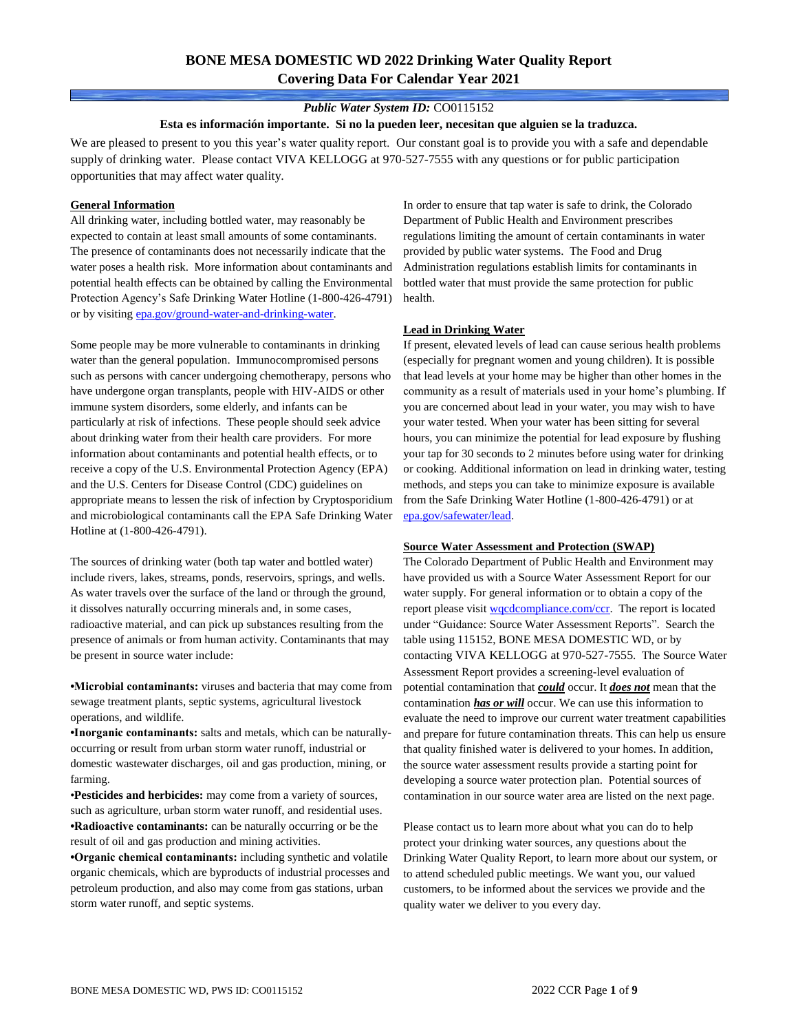# BONE MESA DOMESTIC WD 2022 Drinking Water Quality Report
## Covering Data For Calendar Year 2021

***Public Water System ID:*** CO0115152

**Esta es información importante. Si no la pueden leer, necesitan que alguien se la traduzca.**

We are pleased to present to you this year's water quality report. Our constant goal is to provide you with a safe and dependable supply of drinking water. Please contact VIVA KELLOGG at 970-527-7555 with any questions or for public participation opportunities that may affect water quality.

### General Information

All drinking water, including bottled water, may reasonably be expected to contain at least small amounts of some contaminants. The presence of contaminants does not necessarily indicate that the water poses a health risk. More information about contaminants and potential health effects can be obtained by calling the Environmental Protection Agency's Safe Drinking Water Hotline (1-800-426-4791) or by visiting epa.gov/ground-water-and-drinking-water.

Some people may be more vulnerable to contaminants in drinking water than the general population. Immunocompromised persons such as persons with cancer undergoing chemotherapy, persons who have undergone organ transplants, people with HIV-AIDS or other immune system disorders, some elderly, and infants can be particularly at risk of infections. These people should seek advice about drinking water from their health care providers. For more information about contaminants and potential health effects, or to receive a copy of the U.S. Environmental Protection Agency (EPA) and the U.S. Centers for Disease Control (CDC) guidelines on appropriate means to lessen the risk of infection by Cryptosporidium and microbiological contaminants call the EPA Safe Drinking Water Hotline at (1-800-426-4791).

The sources of drinking water (both tap water and bottled water) include rivers, lakes, streams, ponds, reservoirs, springs, and wells. As water travels over the surface of the land or through the ground, it dissolves naturally occurring minerals and, in some cases, radioactive material, and can pick up substances resulting from the presence of animals or from human activity. Contaminants that may be present in source water include:

- **Microbial contaminants:** viruses and bacteria that may come from sewage treatment plants, septic systems, agricultural livestock operations, and wildlife.
- **Inorganic contaminants:** salts and metals, which can be naturally-occurring or result from urban storm water runoff, industrial or domestic wastewater discharges, oil and gas production, mining, or farming.
- **Pesticides and herbicides:** may come from a variety of sources, such as agriculture, urban storm water runoff, and residential uses.
- **Radioactive contaminants:** can be naturally occurring or be the result of oil and gas production and mining activities.
- **Organic chemical contaminants:** including synthetic and volatile organic chemicals, which are byproducts of industrial processes and petroleum production, and also may come from gas stations, urban storm water runoff, and septic systems.

In order to ensure that tap water is safe to drink, the Colorado Department of Public Health and Environment prescribes regulations limiting the amount of certain contaminants in water provided by public water systems. The Food and Drug Administration regulations establish limits for contaminants in bottled water that must provide the same protection for public health.

### Lead in Drinking Water

If present, elevated levels of lead can cause serious health problems (especially for pregnant women and young children). It is possible that lead levels at your home may be higher than other homes in the community as a result of materials used in your home's plumbing. If you are concerned about lead in your water, you may wish to have your water tested. When your water has been sitting for several hours, you can minimize the potential for lead exposure by flushing your tap for 30 seconds to 2 minutes before using water for drinking or cooking. Additional information on lead in drinking water, testing methods, and steps you can take to minimize exposure is available from the Safe Drinking Water Hotline (1-800-426-4791) or at epa.gov/safewater/lead.

### Source Water Assessment and Protection (SWAP)

The Colorado Department of Public Health and Environment may have provided us with a Source Water Assessment Report for our water supply. For general information or to obtain a copy of the report please visit wqcdcompliance.com/ccr. The report is located under "Guidance: Source Water Assessment Reports". Search the table using 115152, BONE MESA DOMESTIC WD, or by contacting VIVA KELLOGG at 970-527-7555. The Source Water Assessment Report provides a screening-level evaluation of potential contamination that ***could*** occur. It ***does not*** mean that the contamination ***has or will*** occur. We can use this information to evaluate the need to improve our current water treatment capabilities and prepare for future contamination threats. This can help us ensure that quality finished water is delivered to your homes. In addition, the source water assessment results provide a starting point for developing a source water protection plan. Potential sources of contamination in our source water area are listed on the next page.

Please contact us to learn more about what you can do to help protect your drinking water sources, any questions about the Drinking Water Quality Report, to learn more about our system, or to attend scheduled public meetings. We want you, our valued customers, to be informed about the services we provide and the quality water we deliver to you every day.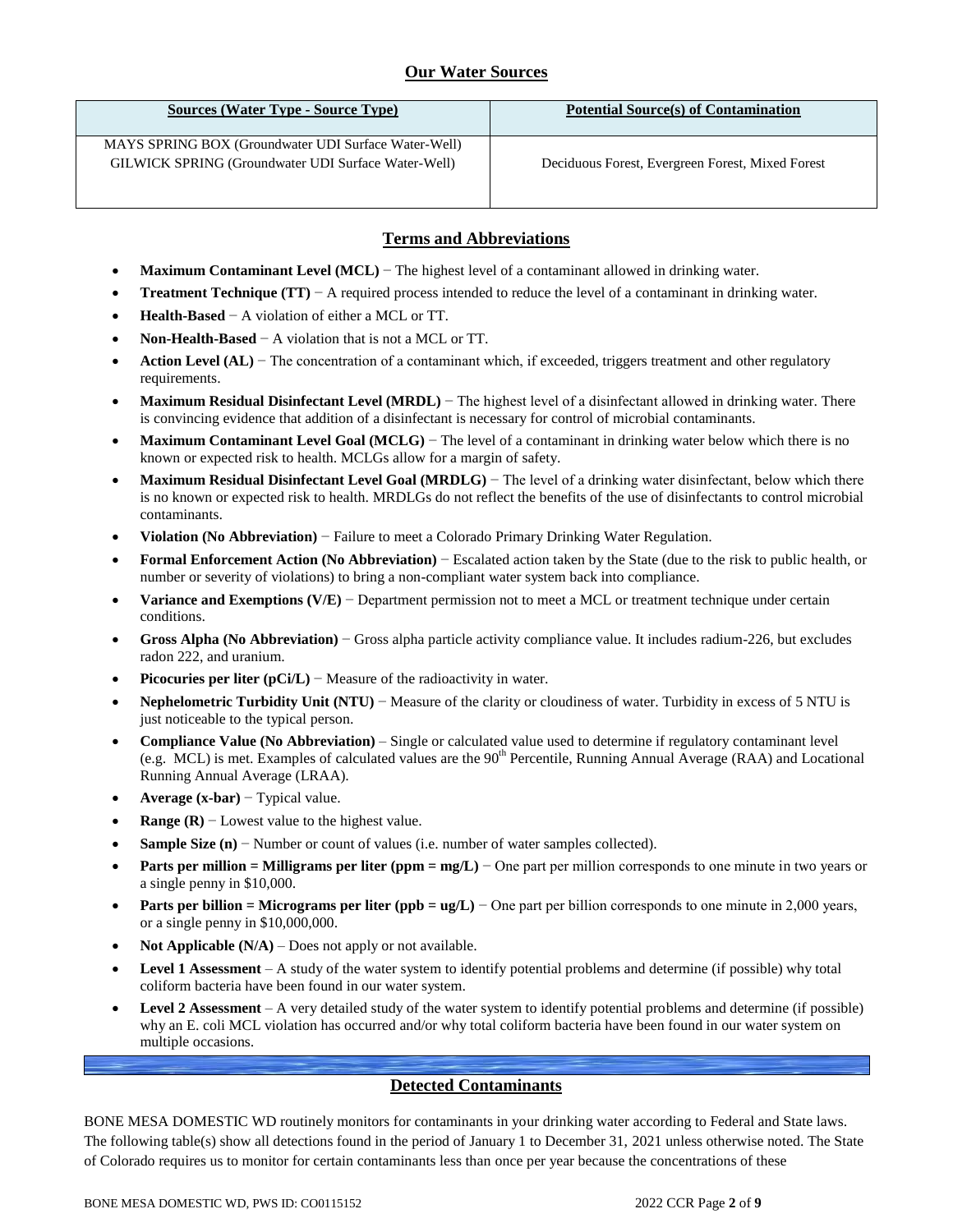## Our Water Sources

| Sources (Water Type - Source Type) | Potential Source(s) of Contamination |
| --- | --- |
| MAYS SPRING BOX (Groundwater UDI Surface Water-Well)<br>GILWICK SPRING (Groundwater UDI Surface Water-Well) | Deciduous Forest, Evergreen Forest, Mixed Forest |

## Terms and Abbreviations

- **Maximum Contaminant Level (MCL)** − The highest level of a contaminant allowed in drinking water.
- **Treatment Technique (TT)** − A required process intended to reduce the level of a contaminant in drinking water.
- **Health-Based** − A violation of either a MCL or TT.
- **Non-Health-Based** − A violation that is not a MCL or TT.
- **Action Level (AL)** − The concentration of a contaminant which, if exceeded, triggers treatment and other regulatory requirements.
- **Maximum Residual Disinfectant Level (MRDL)** − The highest level of a disinfectant allowed in drinking water. There is convincing evidence that addition of a disinfectant is necessary for control of microbial contaminants.
- **Maximum Contaminant Level Goal (MCLG)** − The level of a contaminant in drinking water below which there is no known or expected risk to health. MCLGs allow for a margin of safety.
- **Maximum Residual Disinfectant Level Goal (MRDLG)** − The level of a drinking water disinfectant, below which there is no known or expected risk to health. MRDLGs do not reflect the benefits of the use of disinfectants to control microbial contaminants.
- **Violation (No Abbreviation)** − Failure to meet a Colorado Primary Drinking Water Regulation.
- **Formal Enforcement Action (No Abbreviation)** − Escalated action taken by the State (due to the risk to public health, or number or severity of violations) to bring a non-compliant water system back into compliance.
- **Variance and Exemptions (V/E)** − Department permission not to meet a MCL or treatment technique under certain conditions.
- **Gross Alpha (No Abbreviation)** − Gross alpha particle activity compliance value. It includes radium-226, but excludes radon 222, and uranium.
- **Picocuries per liter (pCi/L)** − Measure of the radioactivity in water.
- **Nephelometric Turbidity Unit (NTU)** − Measure of the clarity or cloudiness of water. Turbidity in excess of 5 NTU is just noticeable to the typical person.
- **Compliance Value (No Abbreviation)** – Single or calculated value used to determine if regulatory contaminant level (e.g. MCL) is met. Examples of calculated values are the 90th Percentile, Running Annual Average (RAA) and Locational Running Annual Average (LRAA).
- **Average (x-bar)** − Typical value.
- **Range (R)** − Lowest value to the highest value.
- **Sample Size (n)** − Number or count of values (i.e. number of water samples collected).
- **Parts per million = Milligrams per liter (ppm = mg/L)** − One part per million corresponds to one minute in two years or a single penny in $10,000.
- **Parts per billion = Micrograms per liter (ppb = ug/L)** − One part per billion corresponds to one minute in 2,000 years, or a single penny in $10,000,000.
- **Not Applicable (N/A)** – Does not apply or not available.
- **Level 1 Assessment** – A study of the water system to identify potential problems and determine (if possible) why total coliform bacteria have been found in our water system.
- **Level 2 Assessment** – A very detailed study of the water system to identify potential problems and determine (if possible) why an E. coli MCL violation has occurred and/or why total coliform bacteria have been found in our water system on multiple occasions.

## Detected Contaminants

BONE MESA DOMESTIC WD routinely monitors for contaminants in your drinking water according to Federal and State laws. The following table(s) show all detections found in the period of January 1 to December 31, 2021 unless otherwise noted. The State of Colorado requires us to monitor for certain contaminants less than once per year because the concentrations of these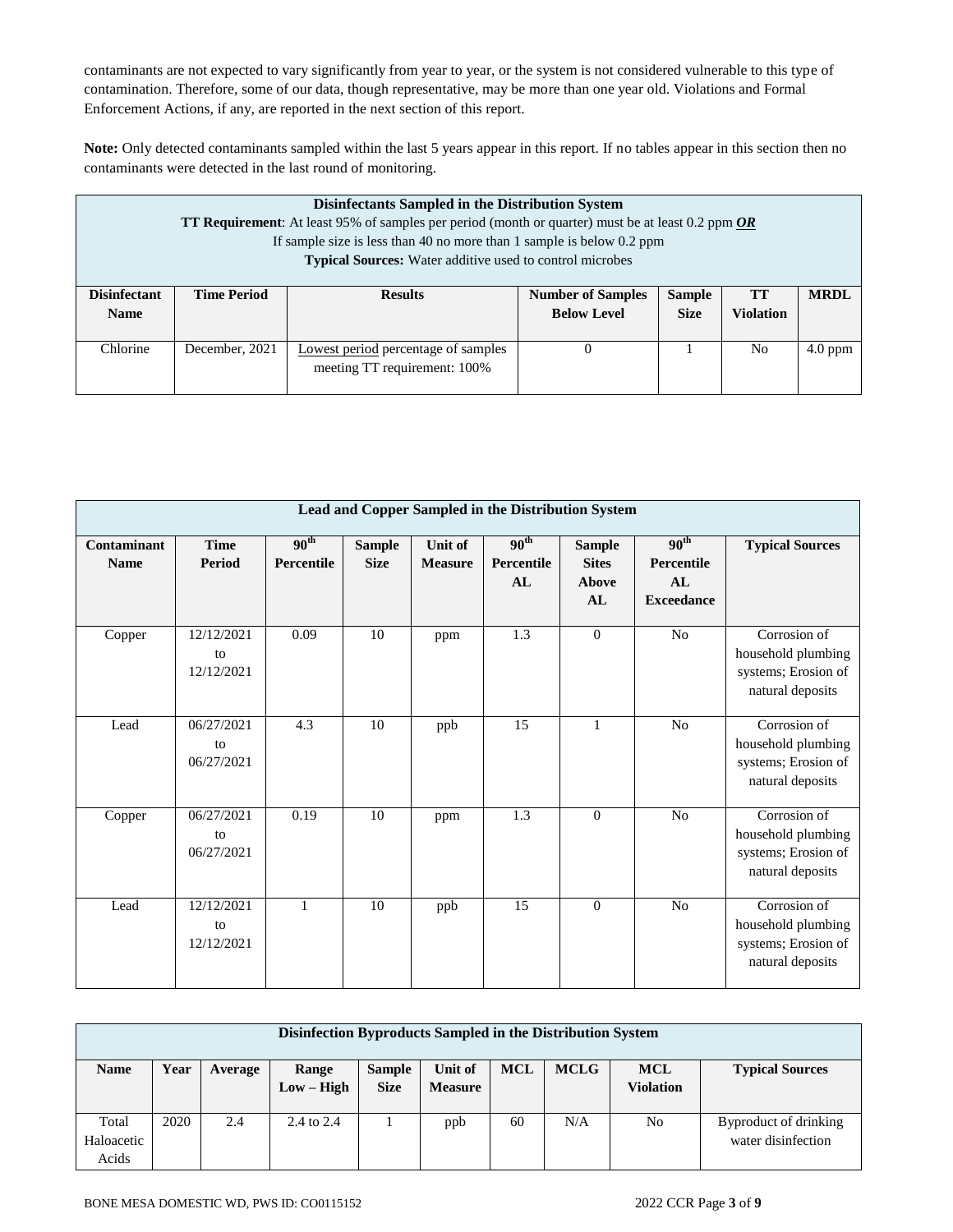contaminants are not expected to vary significantly from year to year, or the system is not considered vulnerable to this type of contamination. Therefore, some of our data, though representative, may be more than one year old. Violations and Formal Enforcement Actions, if any, are reported in the next section of this report.

**Note:** Only detected contaminants sampled within the last 5 years appear in this report. If no tables appear in this section then no contaminants were detected in the last round of monitoring.

| **Disinfectants Sampled in the Distribution System**<br>**TT Requirement**: At least 95% of samples per period (month or quarter) must be at least 0.2 ppm ***OR***<br>If sample size is less than 40 no more than 1 sample is below 0.2 ppm<br>**Typical Sources:** Water additive used to control microbes | | | | | | |
|---|---|---|---|---|---|---|
| **Disinfectant Name** | **Time Period** | **Results** | **Number of Samples Below Level** | **Sample Size** | **TT Violation** | **MRDL** |
| Chlorine | December, 2021 | Lowest period percentage of samples meeting TT requirement: 100% | 0 | 1 | No | 4.0 ppm |

| **Lead and Copper Sampled in the Distribution System** | | | | | | | | |
|---|---|---|---|---|---|---|---|---|
| **Contaminant Name** | **Time Period** | **90th Percentile** | **Sample Size** | **Unit of Measure** | **90th Percentile AL** | **Sample Sites Above AL** | **90th Percentile AL Exceedance** | **Typical Sources** |
| Copper | 12/12/2021 to 12/12/2021 | 0.09 | 10 | ppm | 1.3 | 0 | No | Corrosion of household plumbing systems; Erosion of natural deposits |
| Lead | 06/27/2021 to 06/27/2021 | 4.3 | 10 | ppb | 15 | 1 | No | Corrosion of household plumbing systems; Erosion of natural deposits |
| Copper | 06/27/2021 to 06/27/2021 | 0.19 | 10 | ppm | 1.3 | 0 | No | Corrosion of household plumbing systems; Erosion of natural deposits |
| Lead | 12/12/2021 to 12/12/2021 | 1 | 10 | ppb | 15 | 0 | No | Corrosion of household plumbing systems; Erosion of natural deposits |

| **Disinfection Byproducts Sampled in the Distribution System** | | | | | | | | | |
|---|---|---|---|---|---|---|---|---|---|
| **Name** | **Year** | **Average** | **Range Low – High** | **Sample Size** | **Unit of Measure** | **MCL** | **MCLG** | **MCL Violation** | **Typical Sources** |
| Total Haloacetic Acids | 2020 | 2.4 | 2.4 to 2.4 | 1 | ppb | 60 | N/A | No | Byproduct of drinking water disinfection |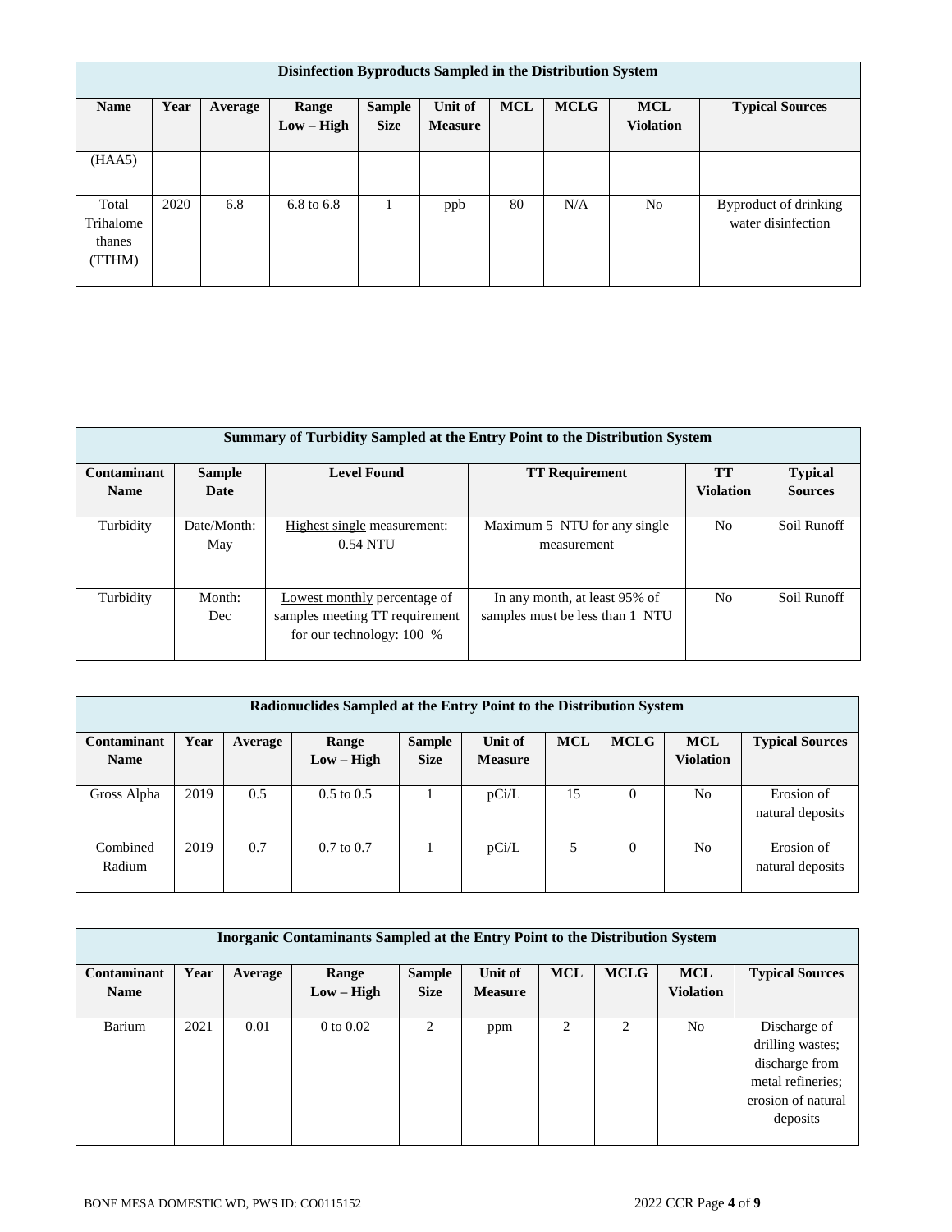| Disinfection Byproducts Sampled in the Distribution System | | | | | | | | | |
|---|---|---|---|---|---|---|---|---|---|
| **Name** | **Year** | **Average** | **Range Low – High** | **Sample Size** | **Unit of Measure** | **MCL** | **MCLG** | **MCL Violation** | **Typical Sources** |
| (HAA5) | | | | | | | | | |
| Total Trihalomethanes (TTHM) | 2020 | 6.8 | 6.8 to 6.8 | 1 | ppb | 80 | N/A | No | Byproduct of drinking water disinfection |

| Summary of Turbidity Sampled at the Entry Point to the Distribution System | | | | | |
|---|---|---|---|---|---|
| **Contaminant Name** | **Sample Date** | **Level Found** | **TT Requirement** | **TT Violation** | **Typical Sources** |
| Turbidity | Date/Month: May | Highest single measurement: 0.54 NTU | Maximum 5 NTU for any single measurement | No | Soil Runoff |
| Turbidity | Month: Dec | Lowest monthly percentage of samples meeting TT requirement for our technology: 100 % | In any month, at least 95% of samples must be less than 1 NTU | No | Soil Runoff |

| Radionuclides Sampled at the Entry Point to the Distribution System | | | | | | | | | |
|---|---|---|---|---|---|---|---|---|---|
| **Contaminant Name** | **Year** | **Average** | **Range Low – High** | **Sample Size** | **Unit of Measure** | **MCL** | **MCLG** | **MCL Violation** | **Typical Sources** |
| Gross Alpha | 2019 | 0.5 | 0.5 to 0.5 | 1 | pCi/L | 15 | 0 | No | Erosion of natural deposits |
| Combined Radium | 2019 | 0.7 | 0.7 to 0.7 | 1 | pCi/L | 5 | 0 | No | Erosion of natural deposits |

| Inorganic Contaminants Sampled at the Entry Point to the Distribution System | | | | | | | | | |
|---|---|---|---|---|---|---|---|---|---|
| **Contaminant Name** | **Year** | **Average** | **Range Low – High** | **Sample Size** | **Unit of Measure** | **MCL** | **MCLG** | **MCL Violation** | **Typical Sources** |
| Barium | 2021 | 0.01 | 0 to 0.02 | 2 | ppm | 2 | 2 | No | Discharge of drilling wastes; discharge from metal refineries; erosion of natural deposits |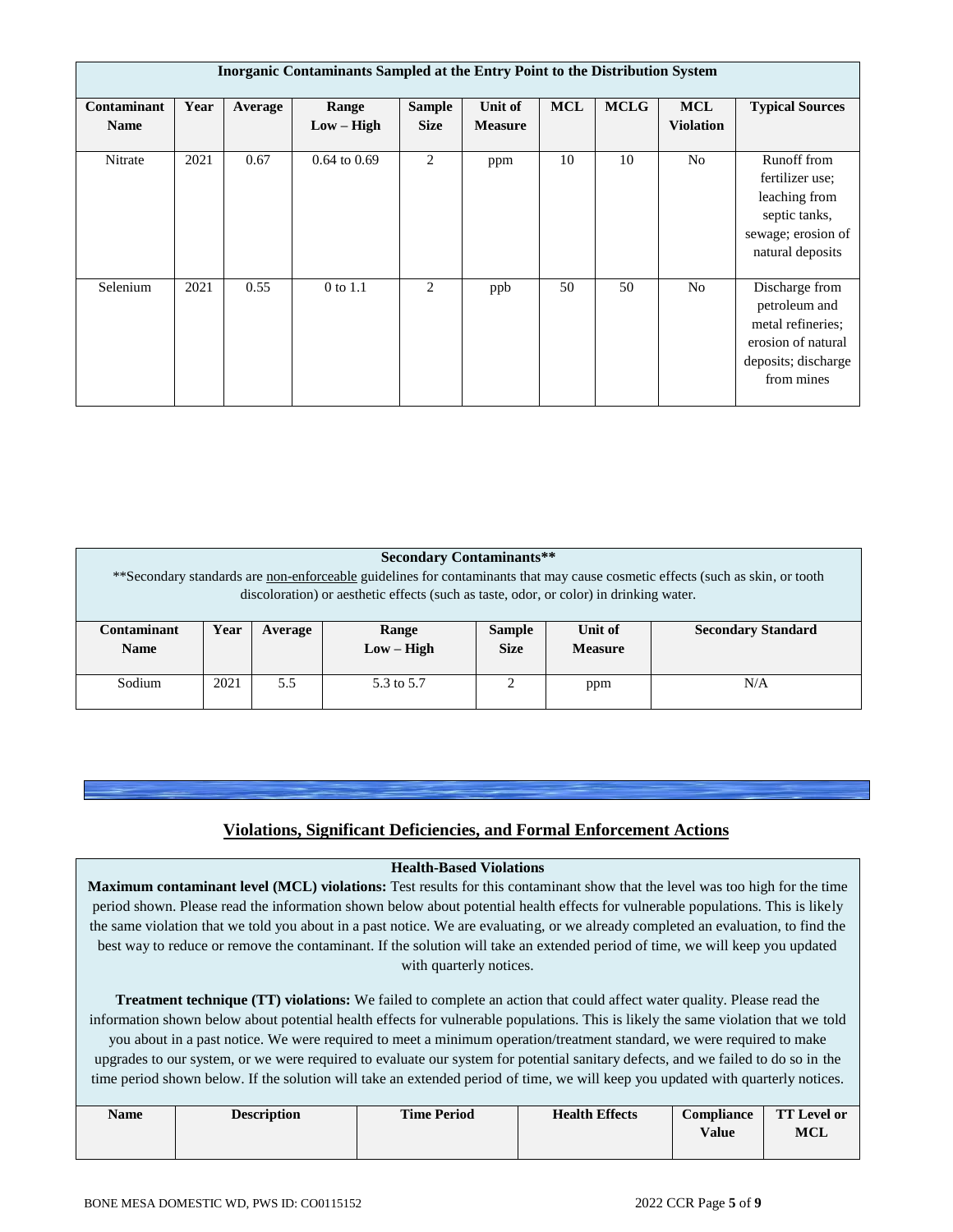| Inorganic Contaminants Sampled at the Entry Point to the Distribution System | | | | | | | | | |
|---|---|---|---|---|---|---|---|---|---|
| **Contaminant Name** | **Year** | **Average** | **Range Low – High** | **Sample Size** | **Unit of Measure** | **MCL** | **MCLG** | **MCL Violation** | **Typical Sources** |
| Nitrate | 2021 | 0.67 | 0.64 to 0.69 | 2 | ppm | 10 | 10 | No | Runoff from fertilizer use; leaching from septic tanks, sewage; erosion of natural deposits |
| Selenium | 2021 | 0.55 | 0 to 1.1 | 2 | ppb | 50 | 50 | No | Discharge from petroleum and metal refineries; erosion of natural deposits; discharge from mines |

| Secondary Contaminants** <br> **Secondary standards are non-enforceable guidelines for contaminants that may cause cosmetic effects (such as skin, or tooth discoloration) or aesthetic effects (such as taste, odor, or color) in drinking water. | | | | | | |
|---|---|---|---|---|---|---|
| **Contaminant Name** | **Year** | **Average** | **Range Low – High** | **Sample Size** | **Unit of Measure** | **Secondary Standard** |
| Sodium | 2021 | 5.5 | 5.3 to 5.7 | 2 | ppm | N/A |

## Violations, Significant Deficiencies, and Formal Enforcement Actions

### Health-Based Violations

**Maximum contaminant level (MCL) violations:** Test results for this contaminant show that the level was too high for the time period shown. Please read the information shown below about potential health effects for vulnerable populations. This is likely the same violation that we told you about in a past notice. We are evaluating, or we already completed an evaluation, to find the best way to reduce or remove the contaminant. If the solution will take an extended period of time, we will keep you updated with quarterly notices.

**Treatment technique (TT) violations:** We failed to complete an action that could affect water quality. Please read the information shown below about potential health effects for vulnerable populations. This is likely the same violation that we told you about in a past notice. We were required to meet a minimum operation/treatment standard, we were required to make upgrades to our system, or we were required to evaluate our system for potential sanitary defects, and we failed to do so in the time period shown below. If the solution will take an extended period of time, we will keep you updated with quarterly notices.

| Name | Description | Time Period | Health Effects | Compliance Value | TT Level or MCL |
|---|---|---|---|---|---|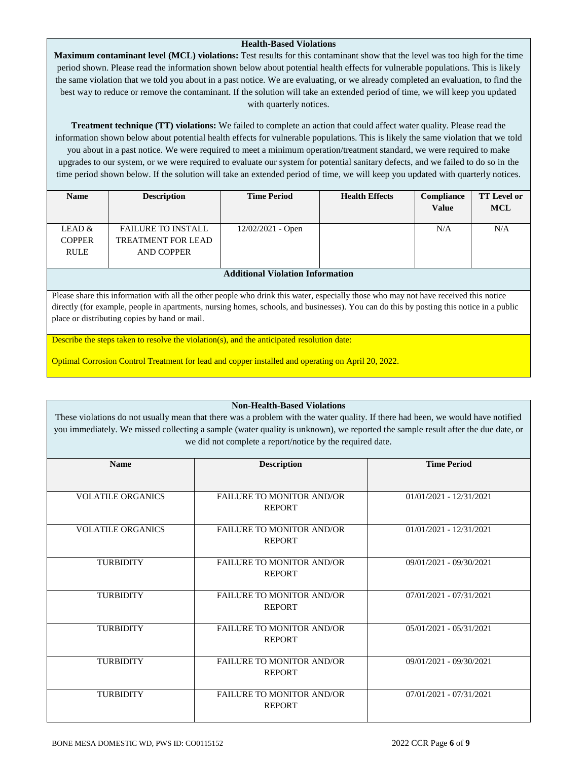### Health-Based Violations

**Maximum contaminant level (MCL) violations:** Test results for this contaminant show that the level was too high for the time period shown. Please read the information shown below about potential health effects for vulnerable populations. This is likely the same violation that we told you about in a past notice. We are evaluating, or we already completed an evaluation, to find the best way to reduce or remove the contaminant. If the solution will take an extended period of time, we will keep you updated with quarterly notices.

**Treatment technique (TT) violations:** We failed to complete an action that could affect water quality. Please read the information shown below about potential health effects for vulnerable populations. This is likely the same violation that we told you about in a past notice. We were required to meet a minimum operation/treatment standard, we were required to make upgrades to our system, or we were required to evaluate our system for potential sanitary defects, and we failed to do so in the time period shown below. If the solution will take an extended period of time, we will keep you updated with quarterly notices.

| Name | Description | Time Period | Health Effects | Compliance Value | TT Level or MCL |
|---|---|---|---|---|---|
| LEAD & COPPER RULE | FAILURE TO INSTALL TREATMENT FOR LEAD AND COPPER | 12/02/2021 - Open | | N/A | N/A |

#### Additional Violation Information

Please share this information with all the other people who drink this water, especially those who may not have received this notice directly (for example, people in apartments, nursing homes, schools, and businesses). You can do this by posting this notice in a public place or distributing copies by hand or mail.

Describe the steps taken to resolve the violation(s), and the anticipated resolution date:

Optimal Corrosion Control Treatment for lead and copper installed and operating on April 20, 2022.

### Non-Health-Based Violations

These violations do not usually mean that there was a problem with the water quality. If there had been, we would have notified you immediately. We missed collecting a sample (water quality is unknown), we reported the sample result after the due date, or we did not complete a report/notice by the required date.

| Name | Description | Time Period |
|---|---|---|
| VOLATILE ORGANICS | FAILURE TO MONITOR AND/OR REPORT | 01/01/2021 - 12/31/2021 |
| VOLATILE ORGANICS | FAILURE TO MONITOR AND/OR REPORT | 01/01/2021 - 12/31/2021 |
| TURBIDITY | FAILURE TO MONITOR AND/OR REPORT | 09/01/2021 - 09/30/2021 |
| TURBIDITY | FAILURE TO MONITOR AND/OR REPORT | 07/01/2021 - 07/31/2021 |
| TURBIDITY | FAILURE TO MONITOR AND/OR REPORT | 05/01/2021 - 05/31/2021 |
| TURBIDITY | FAILURE TO MONITOR AND/OR REPORT | 09/01/2021 - 09/30/2021 |
| TURBIDITY | FAILURE TO MONITOR AND/OR REPORT | 07/01/2021 - 07/31/2021 |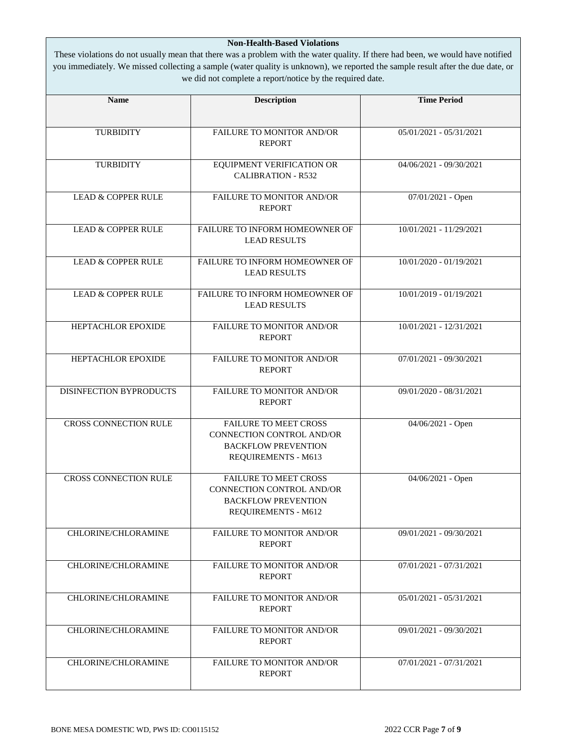**Non-Health-Based Violations**

These violations do not usually mean that there was a problem with the water quality. If there had been, we would have notified you immediately. We missed collecting a sample (water quality is unknown), we reported the sample result after the due date, or we did not complete a report/notice by the required date.

| Name | Description | Time Period |
|---|---|---|
| TURBIDITY | FAILURE TO MONITOR AND/OR REPORT | 05/01/2021 - 05/31/2021 |
| TURBIDITY | EQUIPMENT VERIFICATION OR CALIBRATION - R532 | 04/06/2021 - 09/30/2021 |
| LEAD & COPPER RULE | FAILURE TO MONITOR AND/OR REPORT | 07/01/2021 - Open |
| LEAD & COPPER RULE | FAILURE TO INFORM HOMEOWNER OF LEAD RESULTS | 10/01/2021 - 11/29/2021 |
| LEAD & COPPER RULE | FAILURE TO INFORM HOMEOWNER OF LEAD RESULTS | 10/01/2020 - 01/19/2021 |
| LEAD & COPPER RULE | FAILURE TO INFORM HOMEOWNER OF LEAD RESULTS | 10/01/2019 - 01/19/2021 |
| HEPTACHLOR EPOXIDE | FAILURE TO MONITOR AND/OR REPORT | 10/01/2021 - 12/31/2021 |
| HEPTACHLOR EPOXIDE | FAILURE TO MONITOR AND/OR REPORT | 07/01/2021 - 09/30/2021 |
| DISINFECTION BYPRODUCTS | FAILURE TO MONITOR AND/OR REPORT | 09/01/2020 - 08/31/2021 |
| CROSS CONNECTION RULE | FAILURE TO MEET CROSS CONNECTION CONTROL AND/OR BACKFLOW PREVENTION REQUIREMENTS - M613 | 04/06/2021 - Open |
| CROSS CONNECTION RULE | FAILURE TO MEET CROSS CONNECTION CONTROL AND/OR BACKFLOW PREVENTION REQUIREMENTS - M612 | 04/06/2021 - Open |
| CHLORINE/CHLORAMINE | FAILURE TO MONITOR AND/OR REPORT | 09/01/2021 - 09/30/2021 |
| CHLORINE/CHLORAMINE | FAILURE TO MONITOR AND/OR REPORT | 07/01/2021 - 07/31/2021 |
| CHLORINE/CHLORAMINE | FAILURE TO MONITOR AND/OR REPORT | 05/01/2021 - 05/31/2021 |
| CHLORINE/CHLORAMINE | FAILURE TO MONITOR AND/OR REPORT | 09/01/2021 - 09/30/2021 |
| CHLORINE/CHLORAMINE | FAILURE TO MONITOR AND/OR REPORT | 07/01/2021 - 07/31/2021 |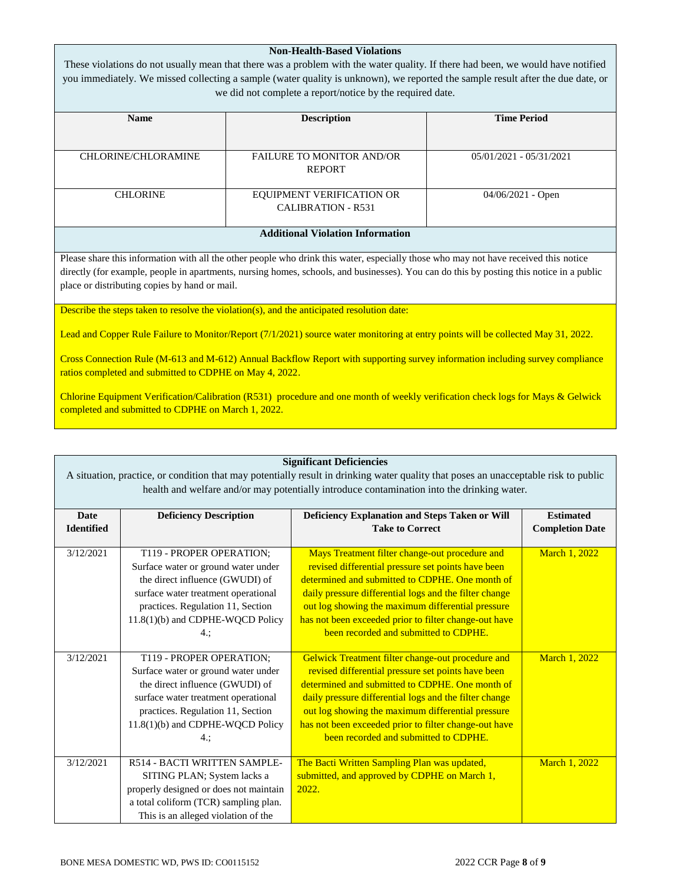### Non-Health-Based Violations

These violations do not usually mean that there was a problem with the water quality. If there had been, we would have notified you immediately. We missed collecting a sample (water quality is unknown), we reported the sample result after the due date, or we did not complete a report/notice by the required date.

| Name | Description | Time Period |
|---|---|---|
| CHLORINE/CHLORAMINE | FAILURE TO MONITOR AND/OR REPORT | 05/01/2021 - 05/31/2021 |
| CHLORINE | EQUIPMENT VERIFICATION OR CALIBRATION - R531 | 04/06/2021 - Open |

### Additional Violation Information

Please share this information with all the other people who drink this water, especially those who may not have received this notice directly (for example, people in apartments, nursing homes, schools, and businesses). You can do this by posting this notice in a public place or distributing copies by hand or mail.

Describe the steps taken to resolve the violation(s), and the anticipated resolution date:

Lead and Copper Rule Failure to Monitor/Report (7/1/2021) source water monitoring at entry points will be collected May 31, 2022.

Cross Connection Rule (M-613 and M-612) Annual Backflow Report with supporting survey information including survey compliance ratios completed and submitted to CDPHE on May 4, 2022.

Chlorine Equipment Verification/Calibration (R531) procedure and one month of weekly verification check logs for Mays & Gelwick completed and submitted to CDPHE on March 1, 2022.

### Significant Deficiencies

A situation, practice, or condition that may potentially result in drinking water quality that poses an unacceptable risk to public health and welfare and/or may potentially introduce contamination into the drinking water.

| Date Identified | Deficiency Description | Deficiency Explanation and Steps Taken or Will Take to Correct | Estimated Completion Date |
|---|---|---|---|
| 3/12/2021 | T119 - PROPER OPERATION; Surface water or ground water under the direct influence (GWUDI) of surface water treatment operational practices. Regulation 11, Section 11.8(1)(b) and CDPHE-WQCD Policy 4.; | Mays Treatment filter change-out procedure and revised differential pressure set points have been determined and submitted to CDPHE. One month of daily pressure differential logs and the filter change out log showing the maximum differential pressure has not been exceeded prior to filter change-out have been recorded and submitted to CDPHE. | March 1, 2022 |
| 3/12/2021 | T119 - PROPER OPERATION; Surface water or ground water under the direct influence (GWUDI) of surface water treatment operational practices. Regulation 11, Section 11.8(1)(b) and CDPHE-WQCD Policy 4.; | Gelwick Treatment filter change-out procedure and revised differential pressure set points have been determined and submitted to CDPHE. One month of daily pressure differential logs and the filter change out log showing the maximum differential pressure has not been exceeded prior to filter change-out have been recorded and submitted to CDPHE. | March 1, 2022 |
| 3/12/2021 | R514 - BACTI WRITTEN SAMPLE-SITING PLAN; System lacks a properly designed or does not maintain a total coliform (TCR) sampling plan. This is an alleged violation of the | The Bacti Written Sampling Plan was updated, submitted, and approved by CDPHE on March 1, 2022. | March 1, 2022 |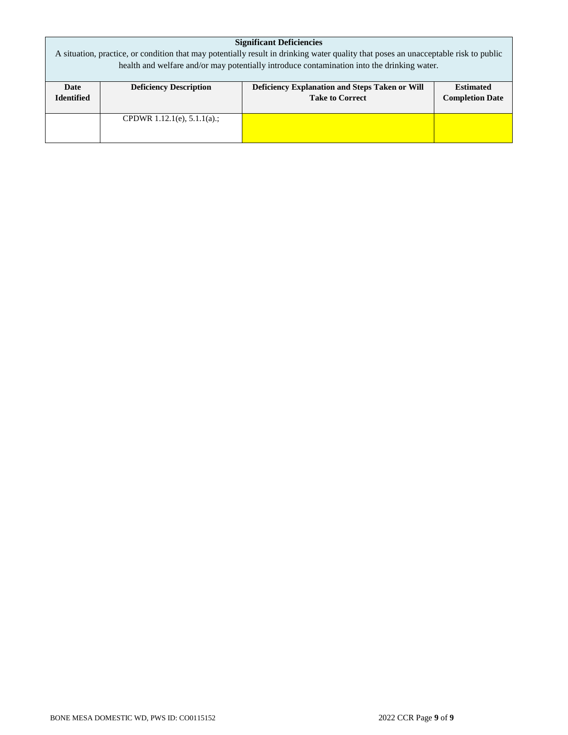**Significant Deficiencies**

A situation, practice, or condition that may potentially result in drinking water quality that poses an unacceptable risk to public health and welfare and/or may potentially introduce contamination into the drinking water.

| Date Identified | Deficiency Description | Deficiency Explanation and Steps Taken or Will Take to Correct | Estimated Completion Date |
|---|---|---|---|
| | CPDWR 1.12.1(e), 5.1.1(a).; | | |